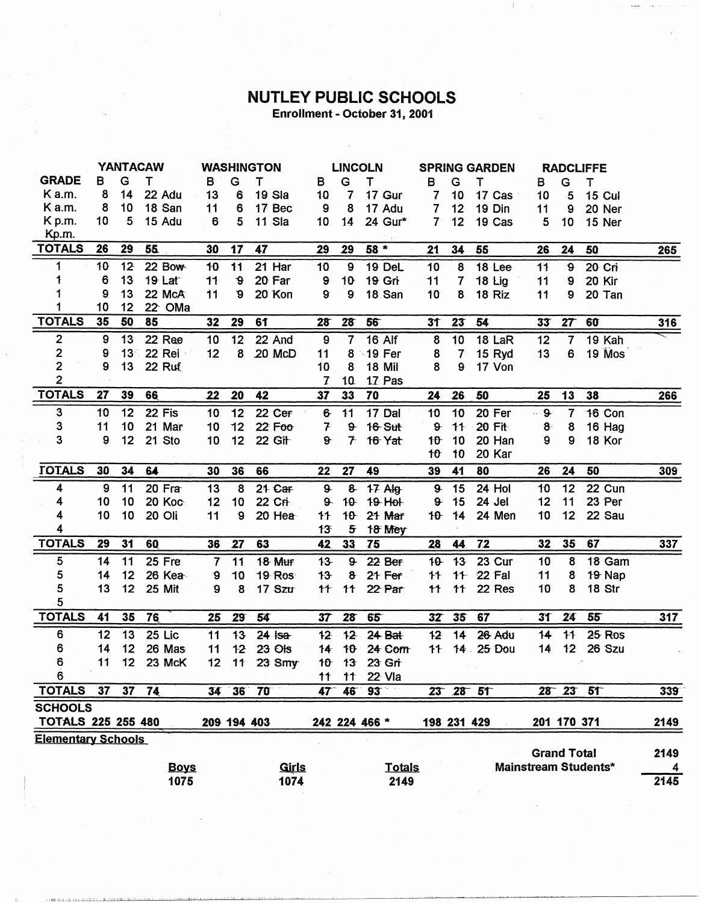# NUTLEY PUBLIC SCHOOLS

Enrollment - October 31, 2001

| GRADE | YANTACAW B | G | T | | WASHINGTON B | G | T | | LINCOLN B | G | T | | SPRING GARDEN B | G | T | | RADCLIFFE B | G | T | | |
|---|---|---|---|---|---|---|---|---|---|---|---|---|---|---|---|---|---|---|---|---|---|
| K a.m. | 8 | 14 | 22 | Adu | 13 | 6 | 19 | Sla | 10 | 7 | 17 | Gur | 7 | 10 | 17 | Cas | 10 | 5 | 15 | Cul | |
| K a.m. | 8 | 10 | 18 | San | 11 | 6 | 17 | Bec | 9 | 8 | 17 | Adu | 7 | 12 | 19 | Din | 11 | 9 | 20 | Ner | |
| K p.m. | 10 | 5 | 15 | Adu | 6 | 5 | 11 | Sla | 10 | 14 | 24 | Gur* | 7 | 12 | 19 | Cas | 5 | 10 | 15 | Ner | |
| Kp.m. | | | | | | | | | | | | | | | | | | | | | |
| **TOTALS** | **26** | **29** | **55** | | **30** | **17** | **47** | | **29** | **29** | **58 *** | | **21** | **34** | **55** | | **26** | **24** | **50** | | **265** |
| 1 | 10 | 12 | 22 | Bow | 10 | 11 | 21 | Har | 10 | 9 | 19 | DeL | 10 | 8 | 18 | Lee | 11 | 9 | 20 | Cri | |
| 1 | 6 | 13 | 19 | Lat | 11 | 9 | 20 | Far | 9 | 10 | 19 | Gri | 11 | 7 | 18 | Lig | 11 | 9 | 20 | Kir | |
| 1 | 9 | 13 | 22 | McA | 11 | 9 | 20 | Kon | 9 | 9 | 18 | San | 10 | 8 | 18 | Riz | 11 | 9 | 20 | Tan | |
| 1 | 10 | 12 | 22 | OMa | | | | | | | | | | | | | | | | | |
| **TOTALS** | **35** | **50** | **85** | | **32** | **29** | **61** | | **28** | **28** | **56** | | **31** | **23** | **54** | | **33** | **27** | **60** | | **316** |
| 2 | 9 | 13 | 22 | Ree | 10 | 12 | 22 | And | 9 | 7 | 16 | Alf | 8 | 10 | 18 | LaR | 12 | 7 | 19 | Kah | |
| 2 | 9 | 13 | 22 | Rei | 12 | 8 | 20 | McD | 11 | 8 | 19 | Fer | 8 | 7 | 15 | Ryd | 13 | 6 | 19 | Mos | |
| 2 | 9 | 13 | 22 | Ruf | | | | | 10 | 8 | 18 | Mil | 8 | 9 | 17 | Von | | | | | |
| 2 | | | | | | | | | 7 | 10 | 17 | Pas | | | | | | | | | |
| **TOTALS** | **27** | **39** | **66** | | **22** | **20** | **42** | | **37** | **33** | **70** | | **24** | **26** | **50** | | **25** | **13** | **38** | | **266** |
| 3 | 10 | 12 | 22 | Fis | 10 | 12 | 22 | Cer | 6 | 11 | 17 | Dal | 10 | 10 | 20 | Fer | 9 | 7 | 16 | Con | |
| 3 | 11 | 10 | 21 | Mar | 10 | 12 | 22 | Foo | 7 | 9 | 16 | Sut | 9 | 11 | 20 | Fit | 8 | 8 | 16 | Hag | |
| 3 | 9 | 12 | 21 | Sto | 10 | 12 | 22 | Git | 9 | 7 | 16 | Yat | 10 | 10 | 20 | Han | 9 | 9 | 18 | Kor | |
| | | | | | | | | | | | | | 10 | 10 | 20 | Kar | | | | | |
| **TOTALS** | **30** | **34** | **64** | | **30** | **36** | **66** | | **22** | **27** | **49** | | **39** | **41** | **80** | | **26** | **24** | **50** | | **309** |
| 4 | 9 | 11 | 20 | Fra | 13 | 8 | 21 | Car | 9 | 8 | 17 | Alg | 9 | 15 | 24 | Hol | 10 | 12 | 22 | Cun | |
| 4 | 10 | 10 | 20 | Koc | 12 | 10 | 22 | Cri | 9 | 10 | 19 | Hol | 9 | 15 | 24 | Jel | 12 | 11 | 23 | Per | |
| 4 | 10 | 10 | 20 | Oli | 11 | 9 | 20 | Hea | 11 | 10 | 21 | Mar | 10 | 14 | 24 | Men | 10 | 12 | 22 | Sau | |
| 4 | | | | | | | | | 13 | 5 | 18 | Mey | | | | | | | | | |
| **TOTALS** | **29** | **31** | **60** | | **36** | **27** | **63** | | **42** | **33** | **75** | | **28** | **44** | **72** | | **32** | **35** | **67** | | **337** |
| 5 | 14 | 11 | 25 | Fre | 7 | 11 | 18 | Mur | 13 | 9 | 22 | Ber | 10 | 13 | 23 | Cur | 10 | 8 | 18 | Gam | |
| 5 | 14 | 12 | 26 | Kea | 9 | 10 | 19 | Ros | 13 | 8 | 21 | Fer | 11 | 11 | 22 | Fal | 11 | 8 | 19 | Nap | |
| 5 | 13 | 12 | 25 | Mit | 9 | 8 | 17 | Szu | 11 | 11 | 22 | Par | 11 | 11 | 22 | Res | 10 | 8 | 18 | Str | |
| 5 | | | | | | | | | | | | | | | | | | | | | |
| **TOTALS** | **41** | **35** | **76** | | **25** | **29** | **54** | | **37** | **28** | **65** | | **32** | **35** | **67** | | **31** | **24** | **55** | | **317** |
| 6 | 12 | 13 | 25 | Lic | 11 | 13 | 24 | Isa | 12 | 12 | 24 | Bat | 12 | 14 | 26 | Adu | 14 | 11 | 25 | Ros | |
| 6 | 14 | 12 | 26 | Mas | 11 | 12 | 23 | Ols | 14 | 10 | 24 | Com | 11 | 14 | 25 | Dou | 14 | 12 | 26 | Szu | |
| 6 | 11 | 12 | 23 | McK | 12 | 11 | 23 | Smy | 10 | 13 | 23 | Gri | | | | | | | | | |
| 6 | | | | | | | | | 11 | 11 | 22 | Vla | | | | | | | | | |
| **TOTALS** | **37** | **37** | **74** | | **34** | **36** | **70** | | **47** | **46** | **93** | | **23** | **28** | **51** | | **28** | **23** | **51** | | **339** |
| **SCHOOLS TOTALS** | **225** | **255** | **480** | | **209** | **194** | **403** | | **242** | **224** | **466 *** | | **198** | **231** | **429** | | **201** | **170** | **371** | | **2149** |

**Elementary Schools**

| Boys | Girls | Totals |
|---|---|---|
| 1075 | 1074 | 2149 |

| | |
|---|---|
| **Grand Total** | **2149** |
| **Mainstream Students*** | **4** |
| | **2145** |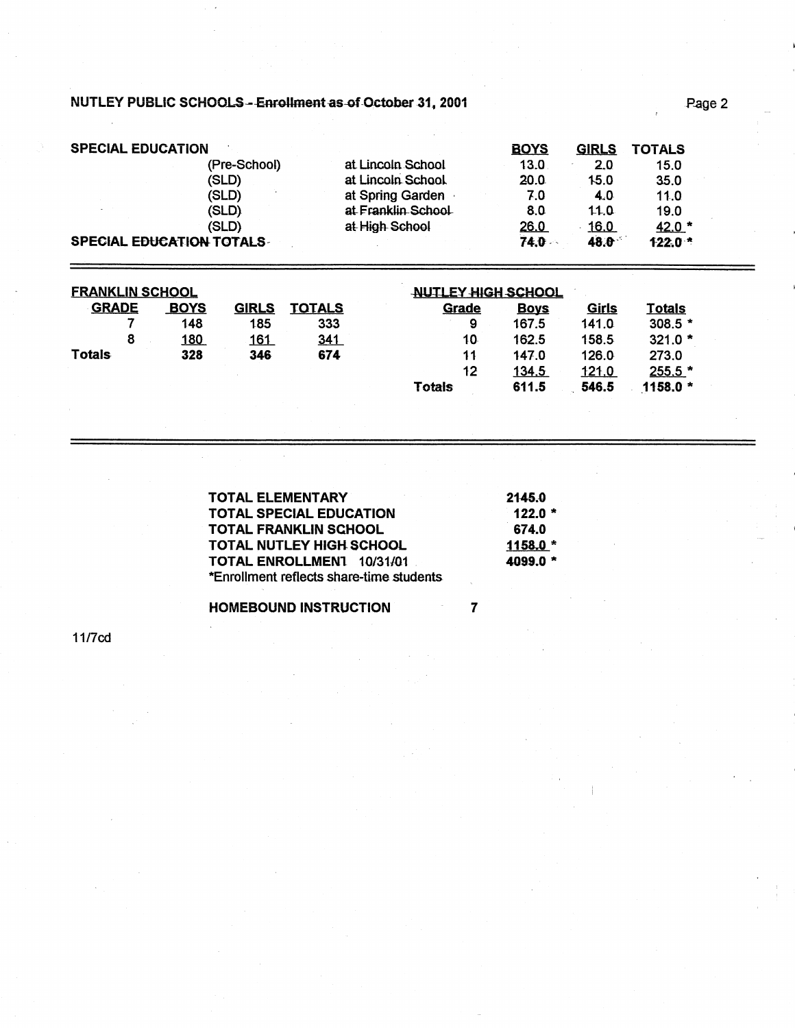NUTLEY PUBLIC SCHOOLS - Enrollment as of October 31, 2001

## SPECIAL EDUCATION

| SPECIAL EDUCATION | | | BOYS | GIRLS | TOTALS |
|---|---|---|---|---|---|
| | (Pre-School) | at Lincoln School | 13.0 | 2.0 | 15.0 |
| | (SLD) | at Lincoln School | 20.0 | 15.0 | 35.0 |
| | (SLD) | at Spring Garden | 7.0 | 4.0 | 11.0 |
| | (SLD) | at Franklin School | 8.0 | 11.0 | 19.0 |
| | (SLD) | at High School | 26.0 | 16.0 | 42.0 * |
| **SPECIAL EDUCATION TOTALS** | | | **74.0** | **48.0** | **122.0 *** |

## FRANKLIN SCHOOL

| GRADE | BOYS | GIRLS | TOTALS |
|---|---|---|---|
| 7 | 148 | 185 | 333 |
| 8 | 180 | 161 | 341 |
| **Totals** | **328** | **346** | **674** |

## NUTLEY HIGH SCHOOL

| Grade | Boys | Girls | Totals |
|---|---|---|---|
| 9 | 167.5 | 141.0 | 308.5 * |
| 10 | 162.5 | 158.5 | 321.0 * |
| 11 | 147.0 | 126.0 | 273.0 |
| 12 | 134.5 | 121.0 | 255.5 * |
| **Totals** | **611.5** | **546.5** | **1158.0 *** |

| | |
|---|---|
| **TOTAL ELEMENTARY** | **2145.0** |
| **TOTAL SPECIAL EDUCATION** | **122.0 *** |
| **TOTAL FRANKLIN SCHOOL** | **674.0** |
| **TOTAL NUTLEY HIGH SCHOOL** | **1158.0 *** |
| **TOTAL ENROLLMENT 10/31/01** | **4099.0 *** |

*Enrollment reflects share-time students

**HOMEBOUND INSTRUCTION** 7

11/7cd